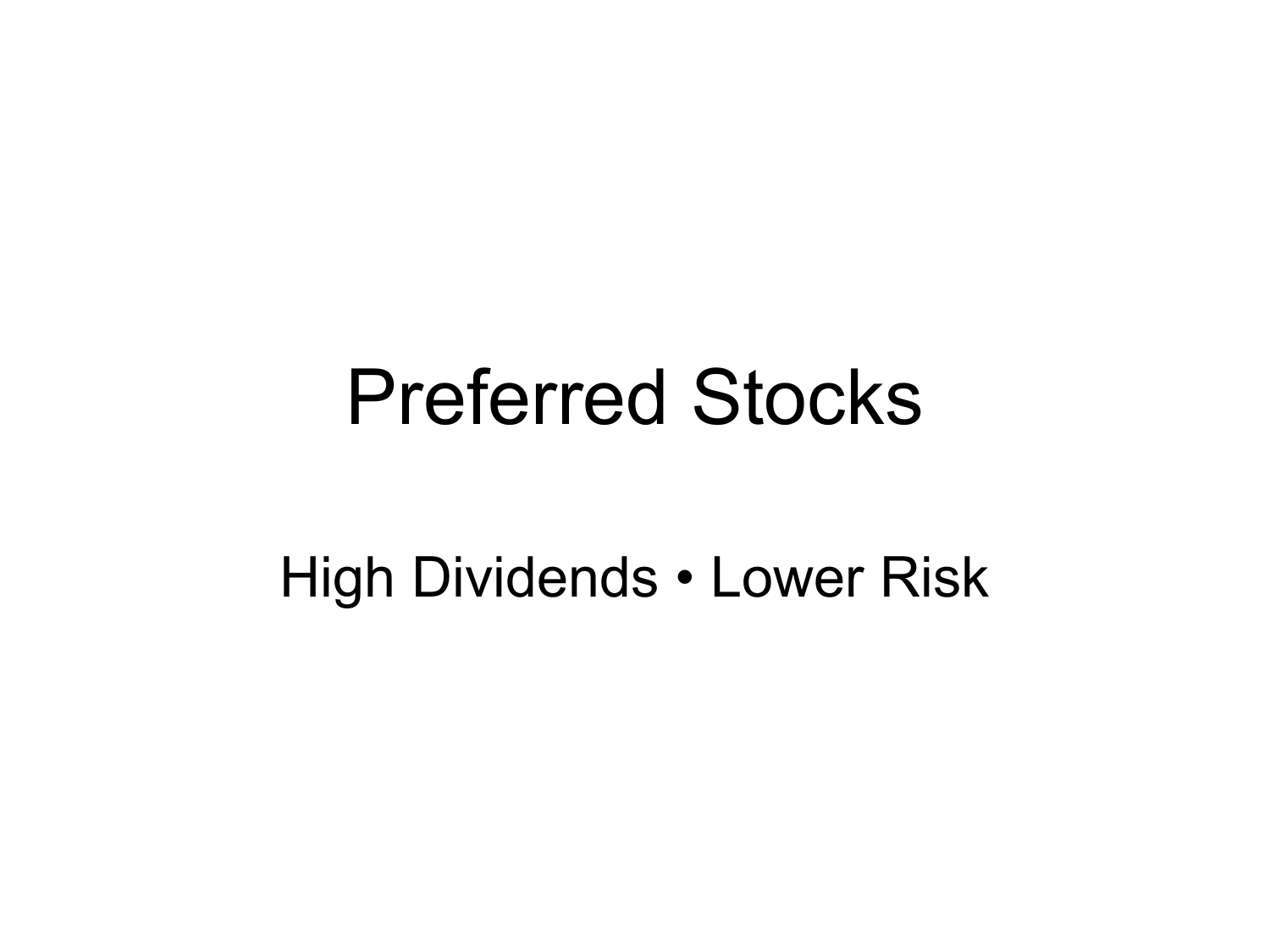# Preferred Stocks

High Dividends • Lower Risk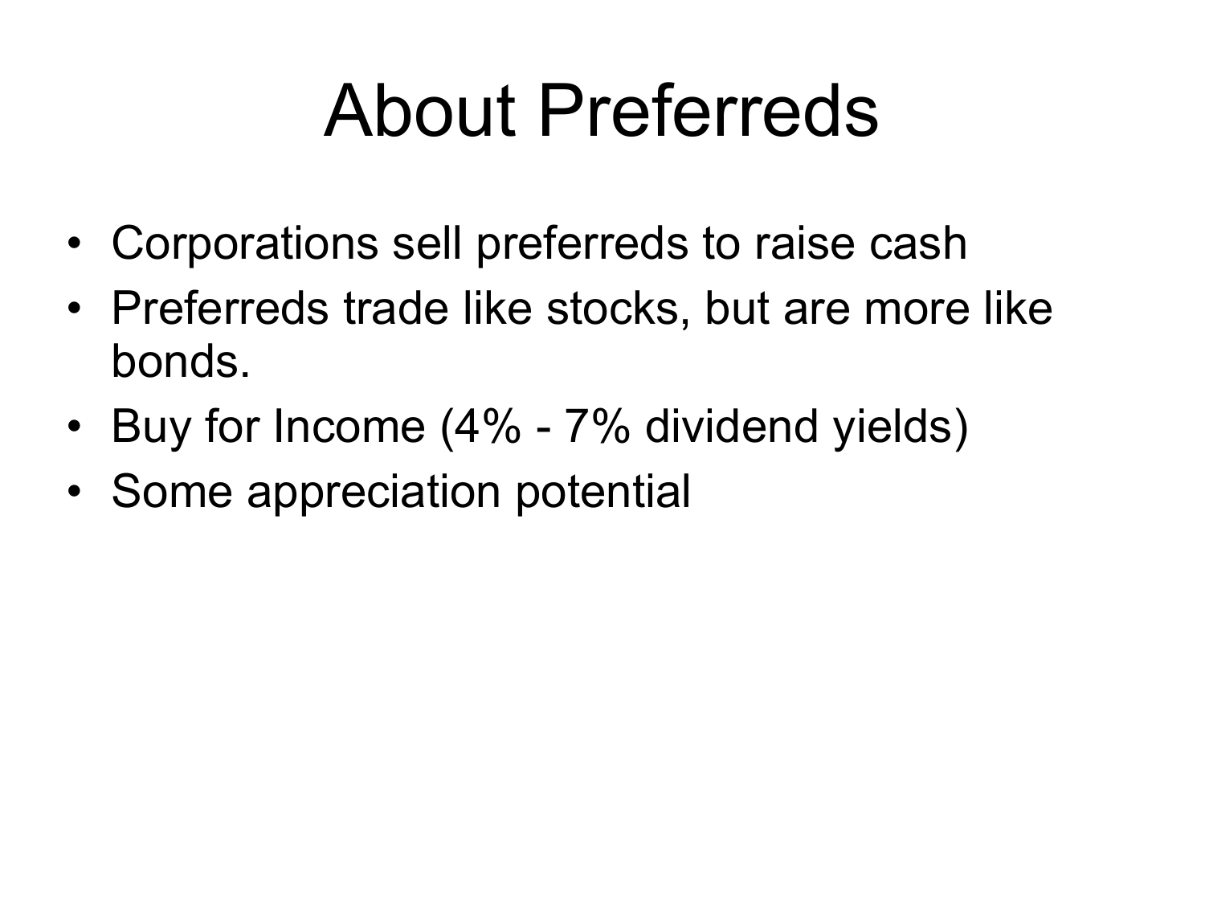# About Preferreds

- Corporations sell preferreds to raise cash
- Preferreds trade like stocks, but are more like bonds.
- Buy for Income (4% - 7% dividend yields)
- Some appreciation potential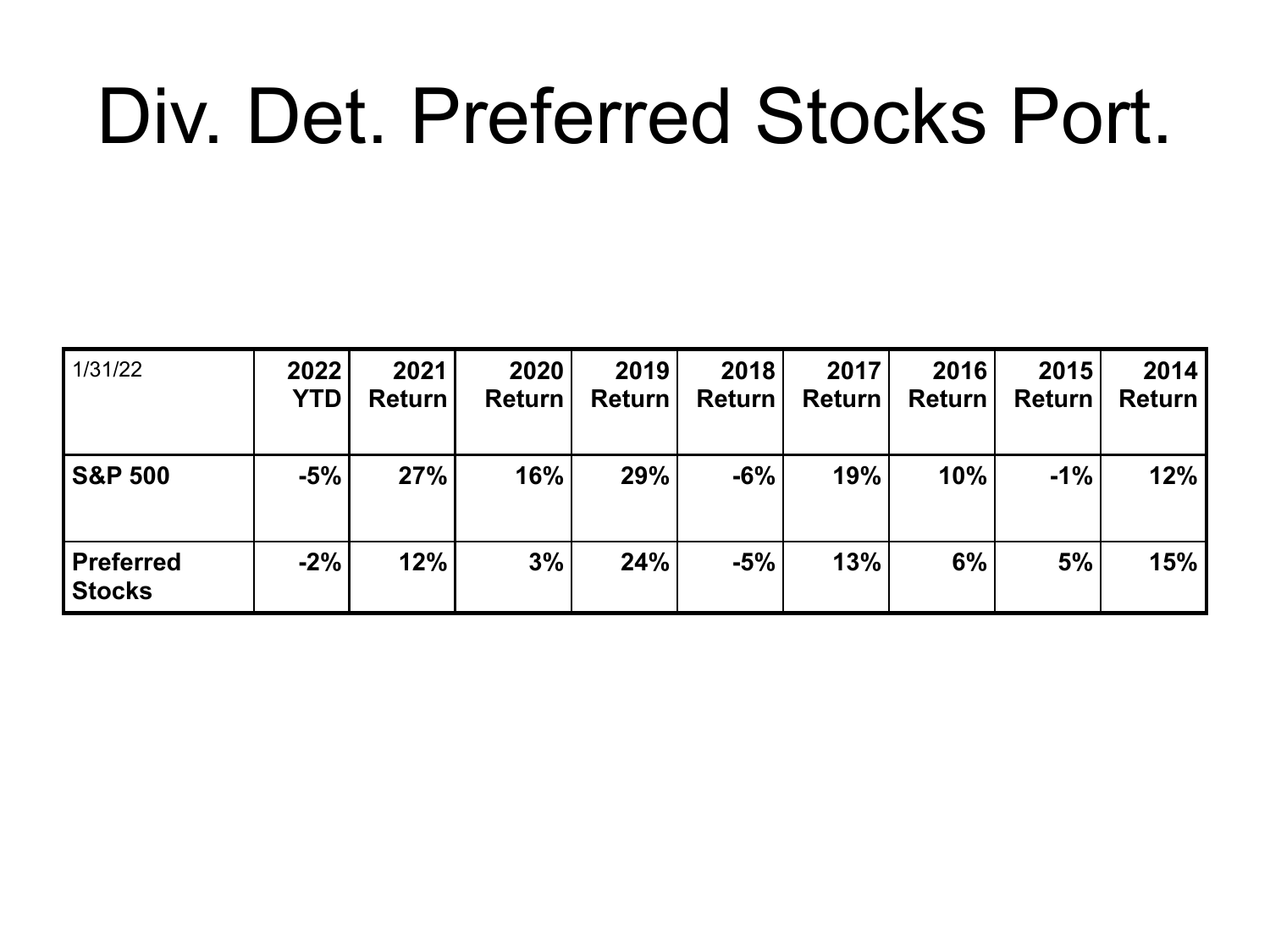# Div. Det. Preferred Stocks Port.

| 1/31/22 | 2022 YTD | 2021 Return | 2020 Return | 2019 Return | 2018 Return | 2017 Return | 2016 Return | 2015 Return | 2014 Return |
|---|---|---|---|---|---|---|---|---|---|
| **S&P 500** | **-5%** | **27%** | **16%** | **29%** | **-6%** | **19%** | **10%** | **-1%** | **12%** |
| **Preferred Stocks** | **-2%** | **12%** | **3%** | **24%** | **-5%** | **13%** | **6%** | **5%** | **15%** |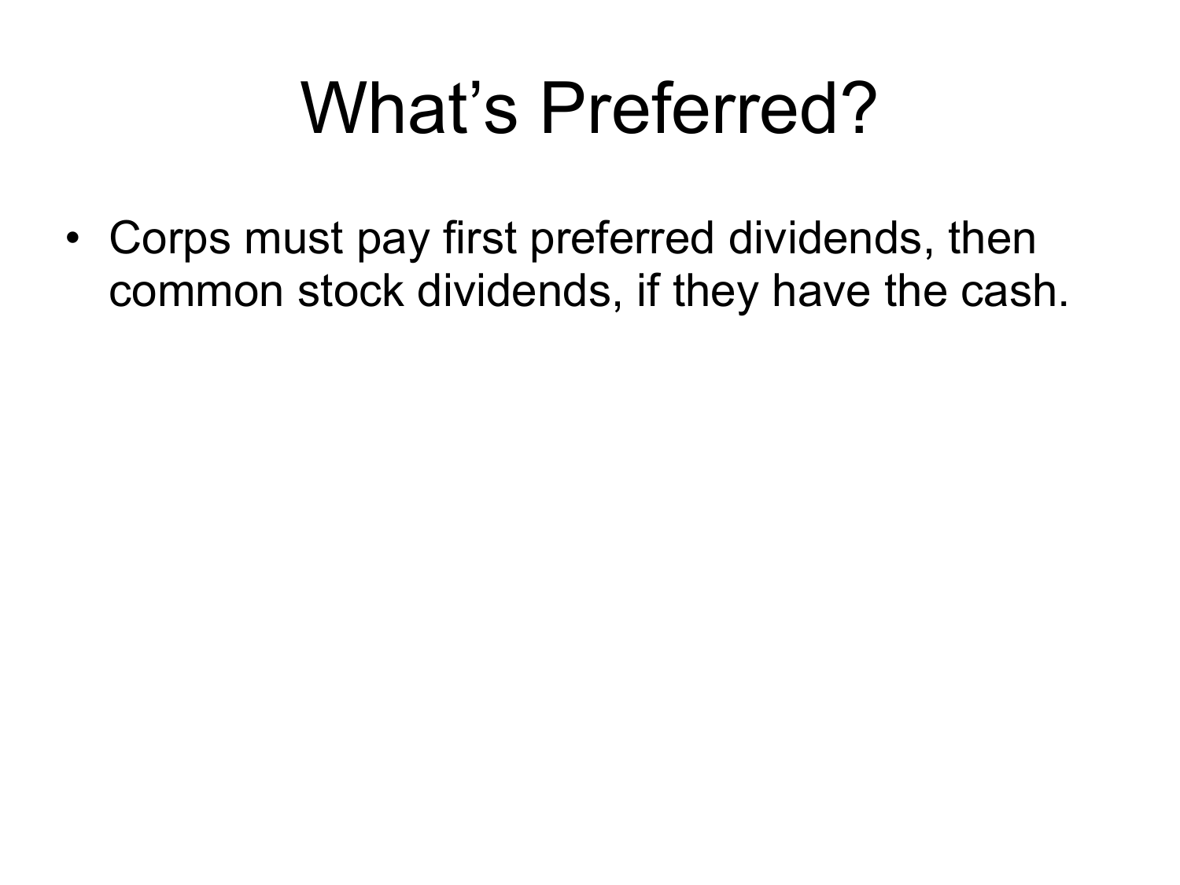# What’s Preferred?

- Corps must pay first preferred dividends, then common stock dividends, if they have the cash.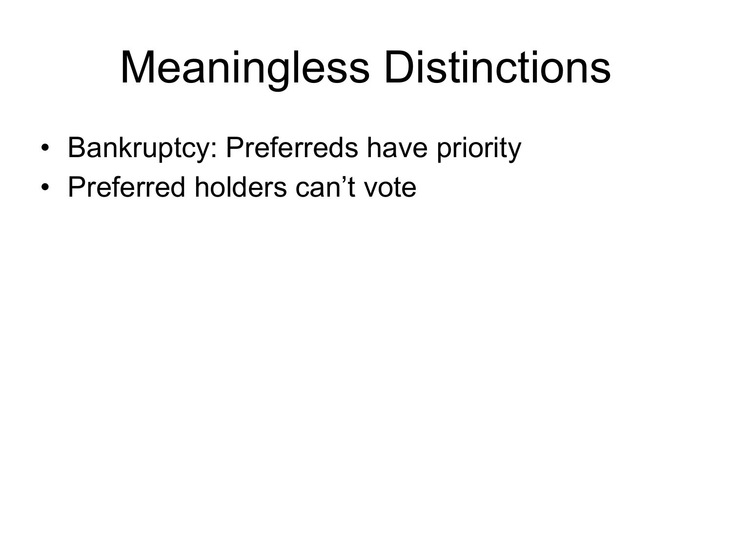# Meaningless Distinctions

- Bankruptcy: Preferreds have priority
- Preferred holders can’t vote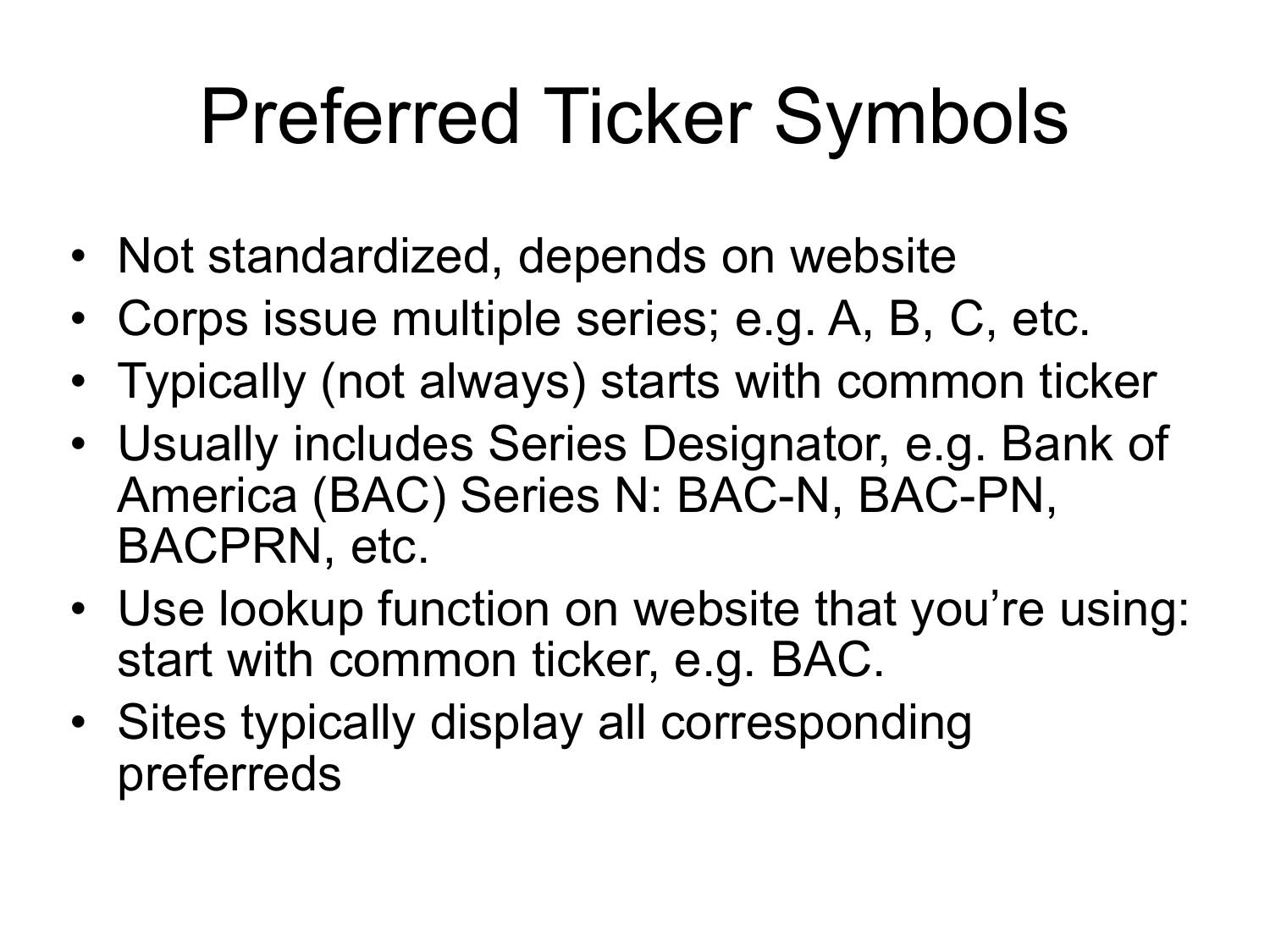# Preferred Ticker Symbols

- Not standardized, depends on website
- Corps issue multiple series; e.g. A, B, C, etc.
- Typically (not always) starts with common ticker
- Usually includes Series Designator, e.g. Bank of America (BAC) Series N: BAC-N, BAC-PN, BACPRN, etc.
- Use lookup function on website that you're using: start with common ticker, e.g. BAC.
- Sites typically display all corresponding preferreds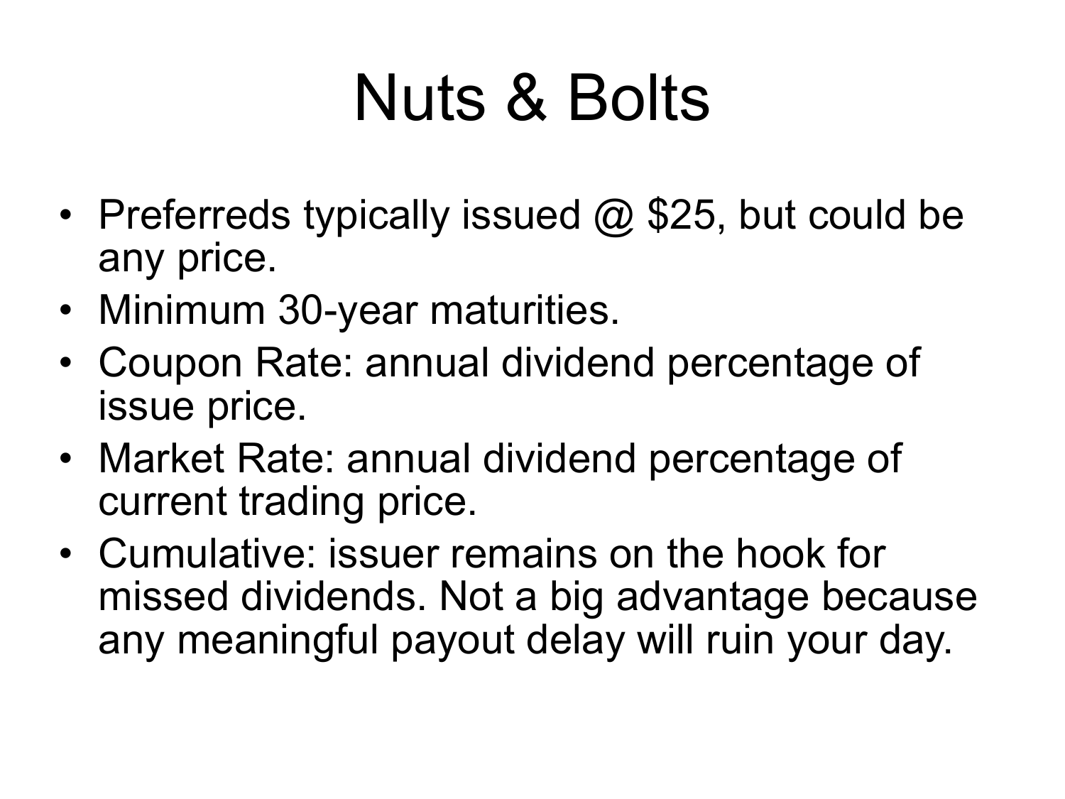# Nuts & Bolts

- Preferreds typically issued @ $25, but could be any price.
- Minimum 30-year maturities.
- Coupon Rate: annual dividend percentage of issue price.
- Market Rate: annual dividend percentage of current trading price.
- Cumulative: issuer remains on the hook for missed dividends. Not a big advantage because any meaningful payout delay will ruin your day.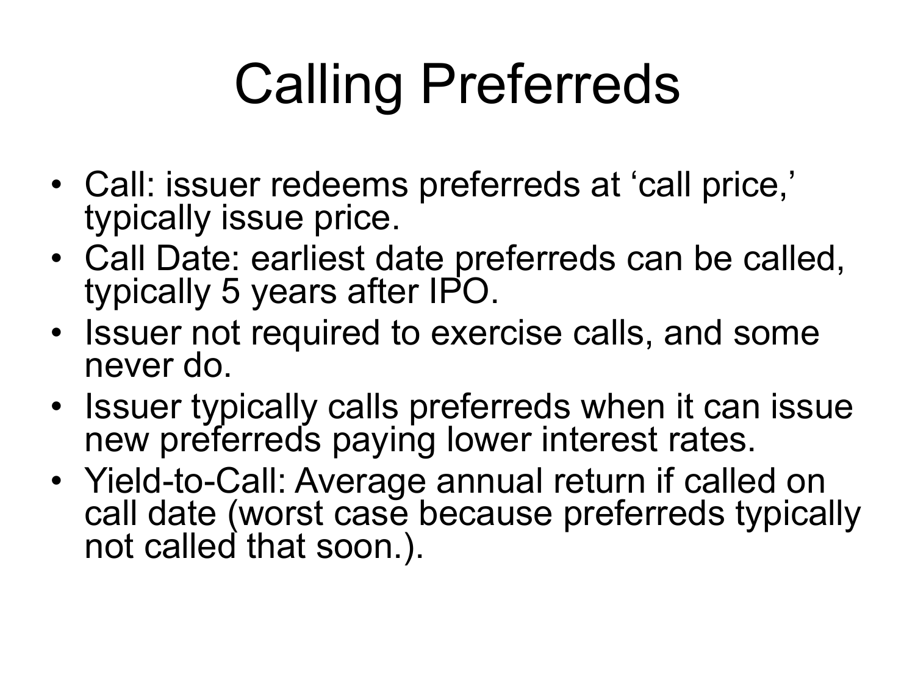# Calling Preferreds

- Call: issuer redeems preferreds at 'call price,' typically issue price.
- Call Date: earliest date preferreds can be called, typically 5 years after IPO.
- Issuer not required to exercise calls, and some never do.
- Issuer typically calls preferreds when it can issue new preferreds paying lower interest rates.
- Yield-to-Call: Average annual return if called on call date (worst case because preferreds typically not called that soon.).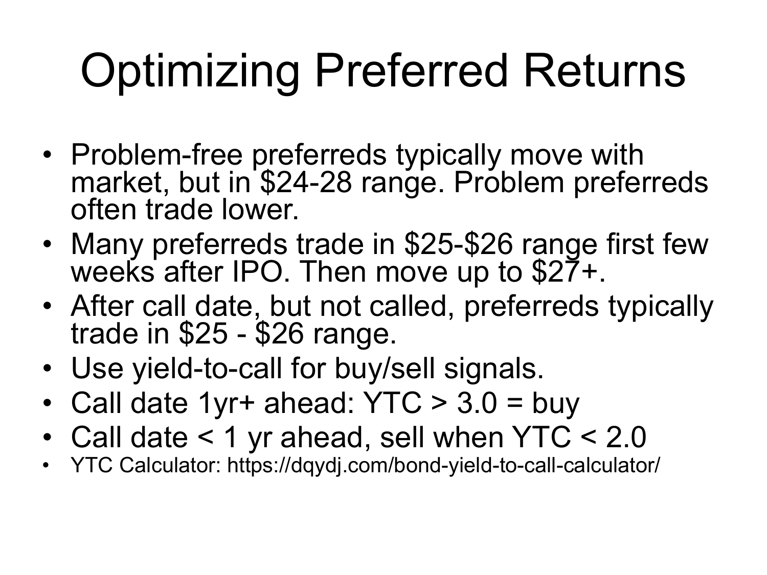# Optimizing Preferred Returns

- Problem-free preferreds typically move with market, but in $24-28 range. Problem preferreds often trade lower.
- Many preferreds trade in $25-$26 range first few weeks after IPO. Then move up to $27+.
- After call date, but not called, preferreds typically trade in $25 - $26 range.
- Use yield-to-call for buy/sell signals.
- Call date 1yr+ ahead: YTC > 3.0 = buy
- Call date < 1 yr ahead, sell when YTC < 2.0
- YTC Calculator: https://dqydj.com/bond-yield-to-call-calculator/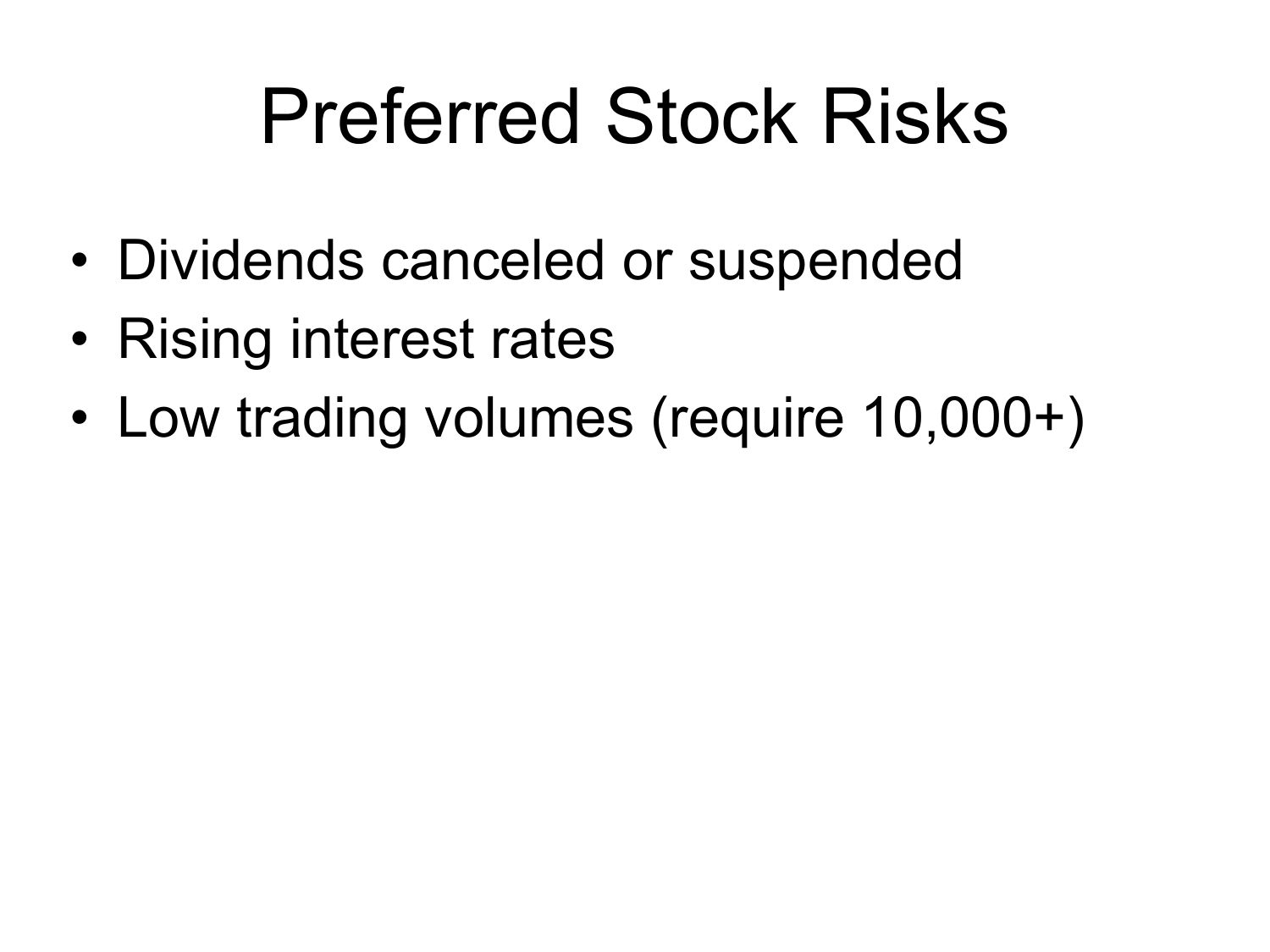# Preferred Stock Risks

- Dividends canceled or suspended
- Rising interest rates
- Low trading volumes (require 10,000+)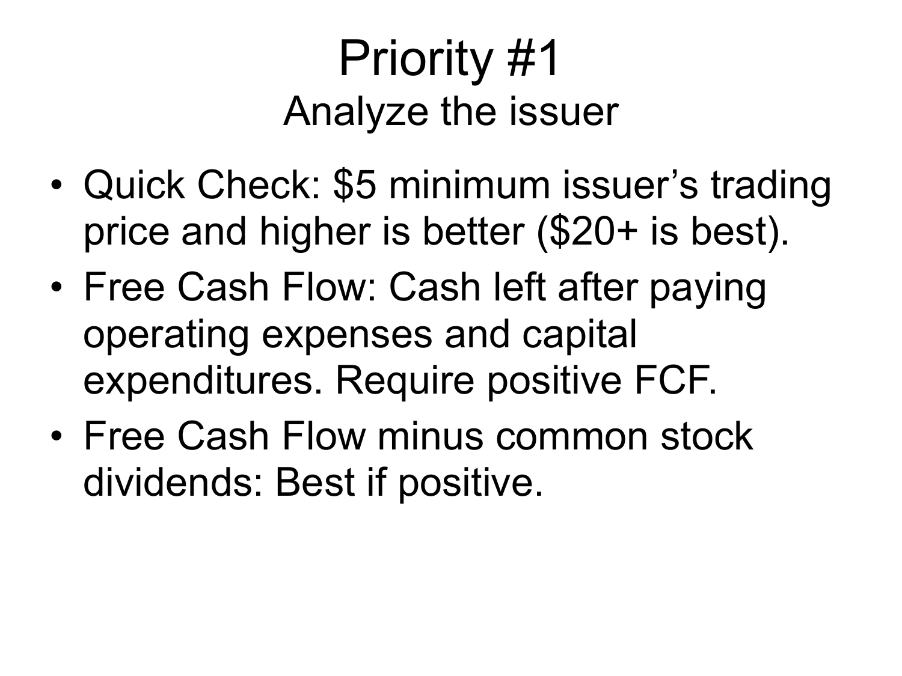# Priority #1

## Analyze the issuer

- Quick Check: $5 minimum issuer's trading price and higher is better ($20+ is best).
- Free Cash Flow: Cash left after paying operating expenses and capital expenditures. Require positive FCF.
- Free Cash Flow minus common stock dividends: Best if positive.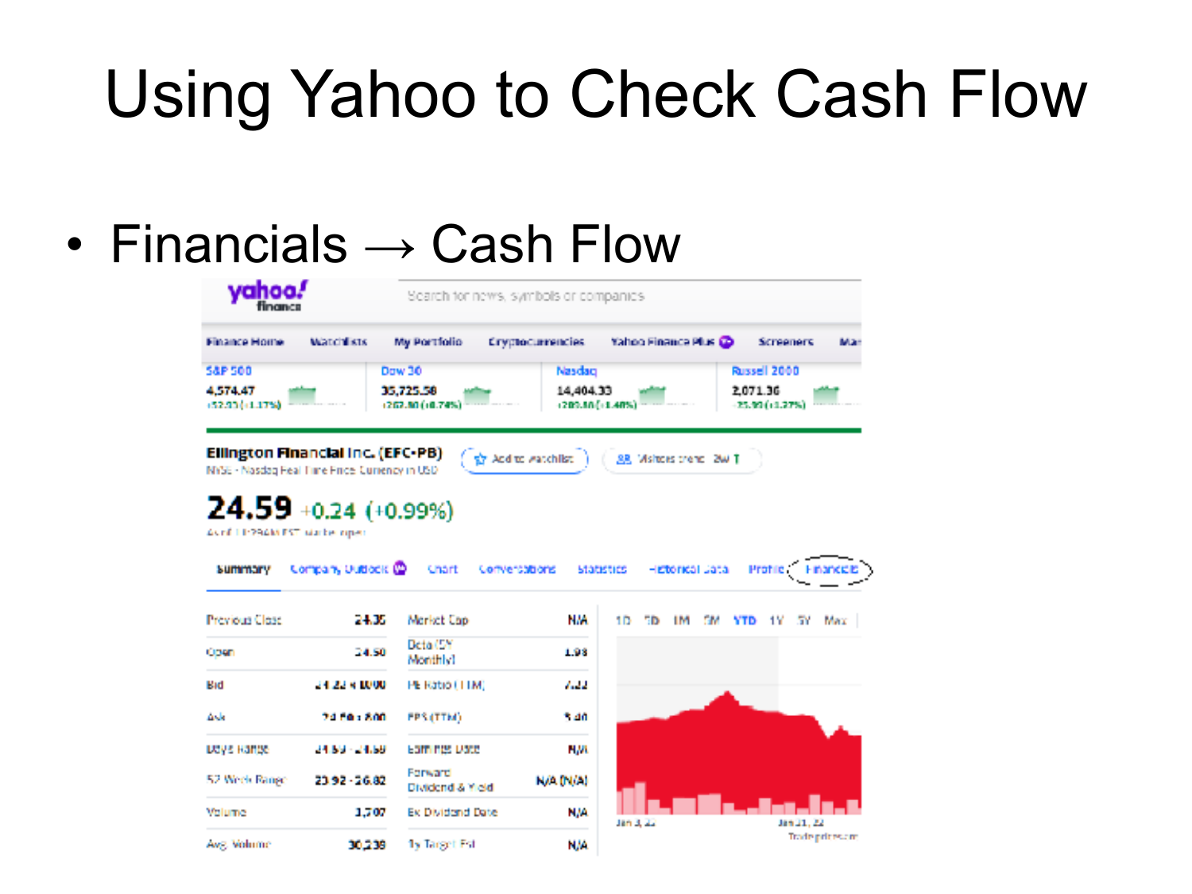# Using Yahoo to Check Cash Flow

- Financials → Cash Flow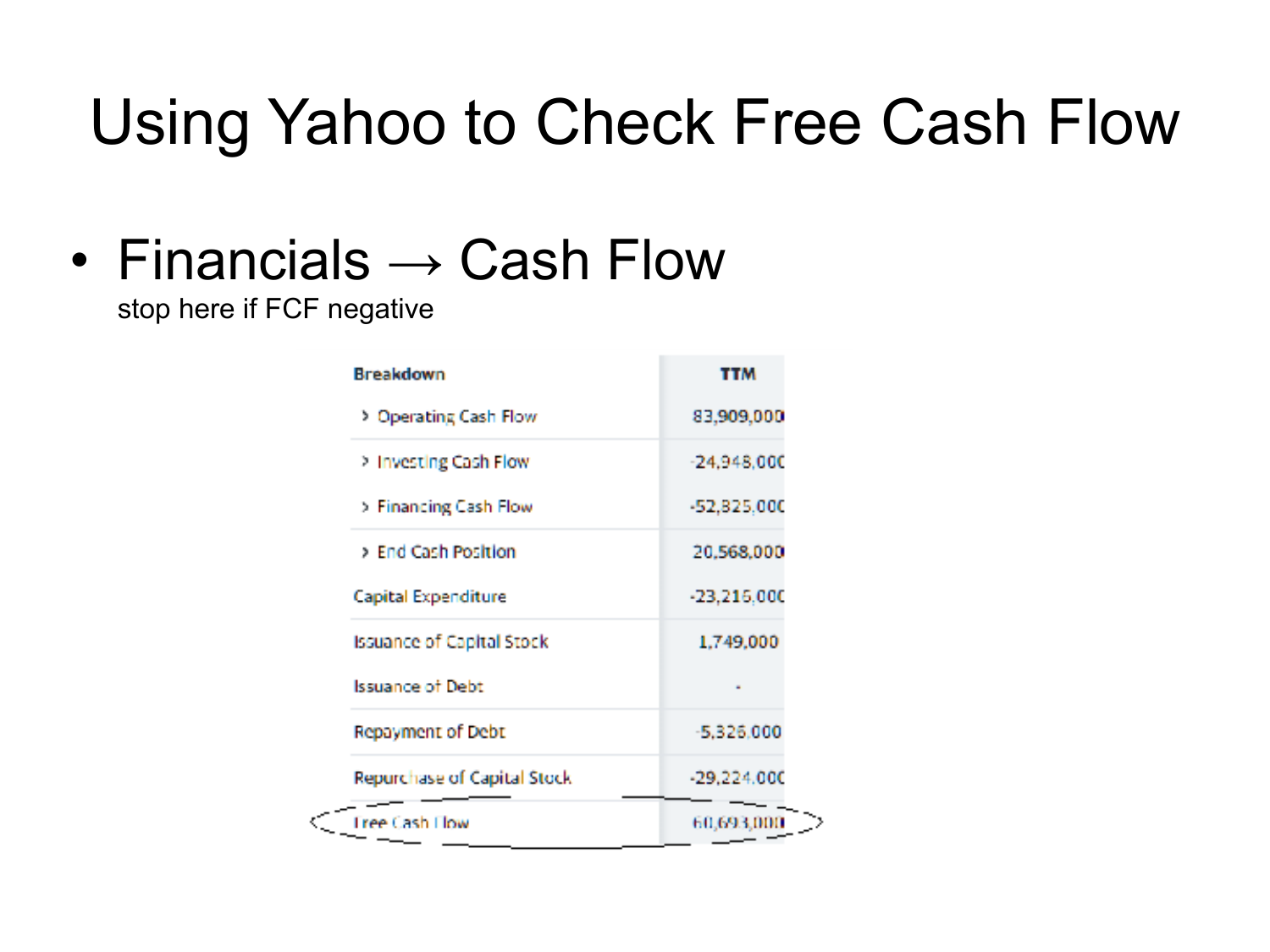# Using Yahoo to Check Free Cash Flow

- Financials → Cash Flow
  stop here if FCF negative

| Breakdown | TTM |
|---|---|
| › Operating Cash Flow | 83,909,000 |
| › Investing Cash Flow | -24,948,000 |
| › Financing Cash Flow | -52,825,000 |
| › End Cash Position | 20,568,000 |
| Capital Expenditure | -23,216,000 |
| Issuance of Capital Stock | 1,749,000 |
| Issuance of Debt | - |
| Repayment of Debt | -5,326,000 |
| Repurchase of Capital Stock | -29,224,000 |
| Free Cash Flow | 60,693,000 |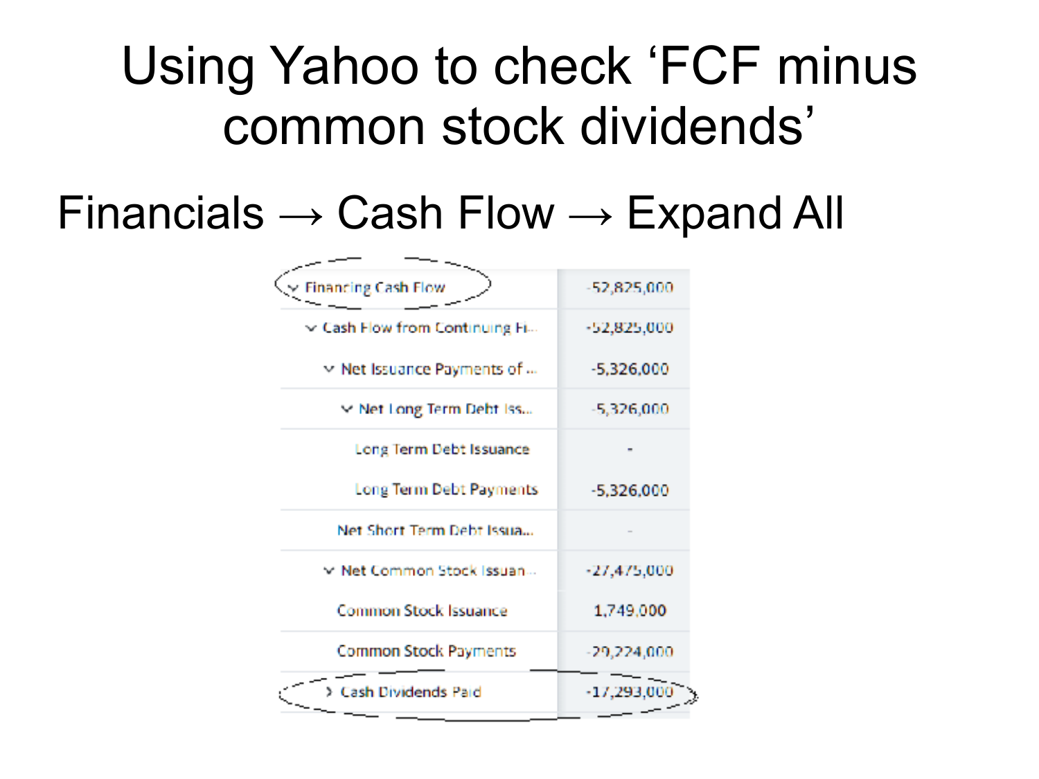# Using Yahoo to check 'FCF minus common stock dividends'

Financials → Cash Flow → Expand All

| | |
|---|---|
| Financing Cash Flow | -52,825,000 |
| Cash Flow from Continuing Fi... | -52,825,000 |
| Net Issuance Payments of ... | -5,326,000 |
| Net Long Term Debt Iss... | -5,326,000 |
| Long Term Debt Issuance | - |
| Long Term Debt Payments | -5,326,000 |
| Net Short Term Debt Issua... | - |
| Net Common Stock Issuan... | -27,475,000 |
| Common Stock Issuance | 1,749,000 |
| Common Stock Payments | -29,224,000 |
| Cash Dividends Paid | -17,293,000 |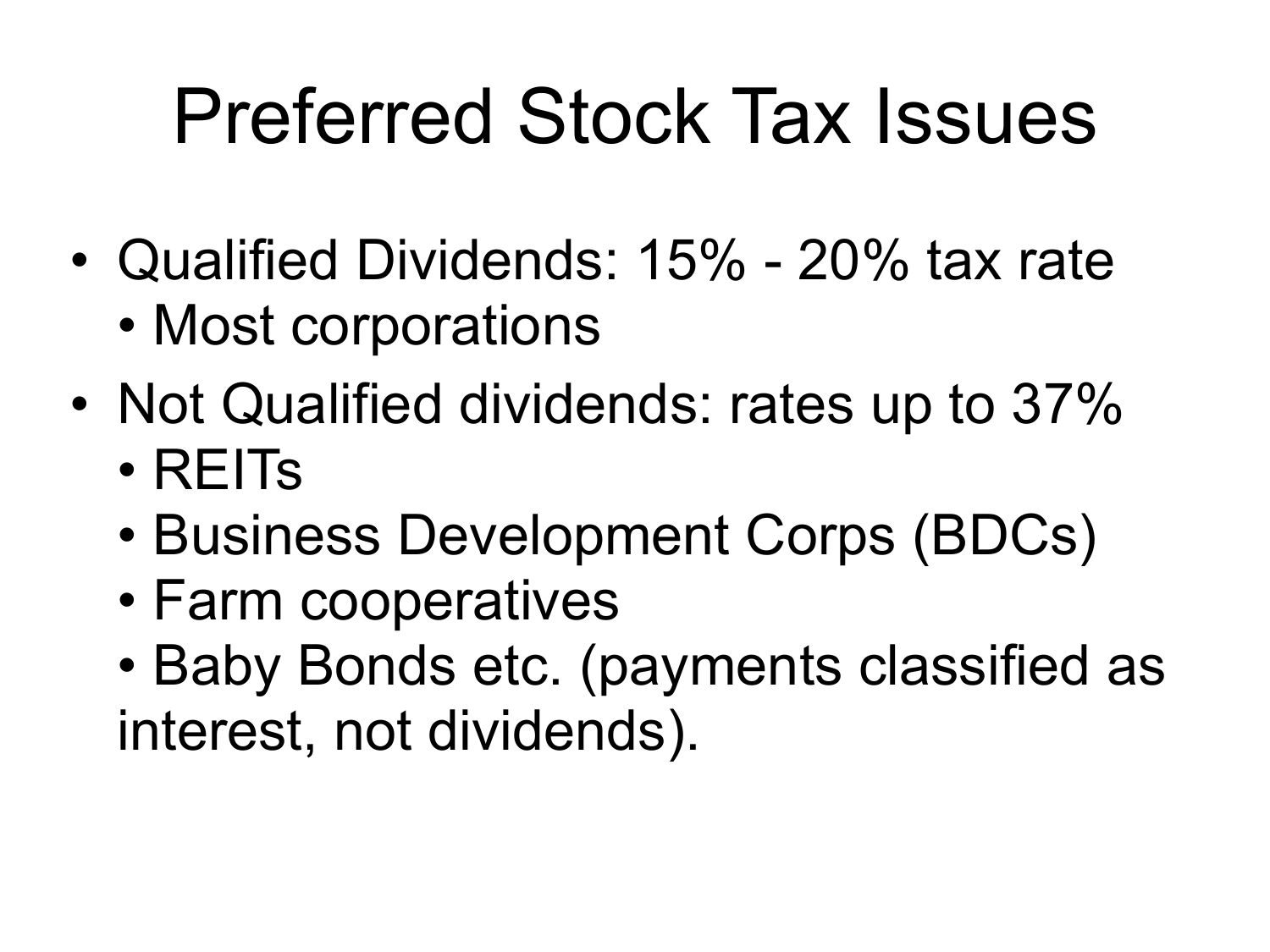# Preferred Stock Tax Issues

- Qualified Dividends: 15% - 20% tax rate
  - Most corporations
- Not Qualified dividends: rates up to 37%
  - REITs
  - Business Development Corps (BDCs)
  - Farm cooperatives
  - Baby Bonds etc. (payments classified as interest, not dividends).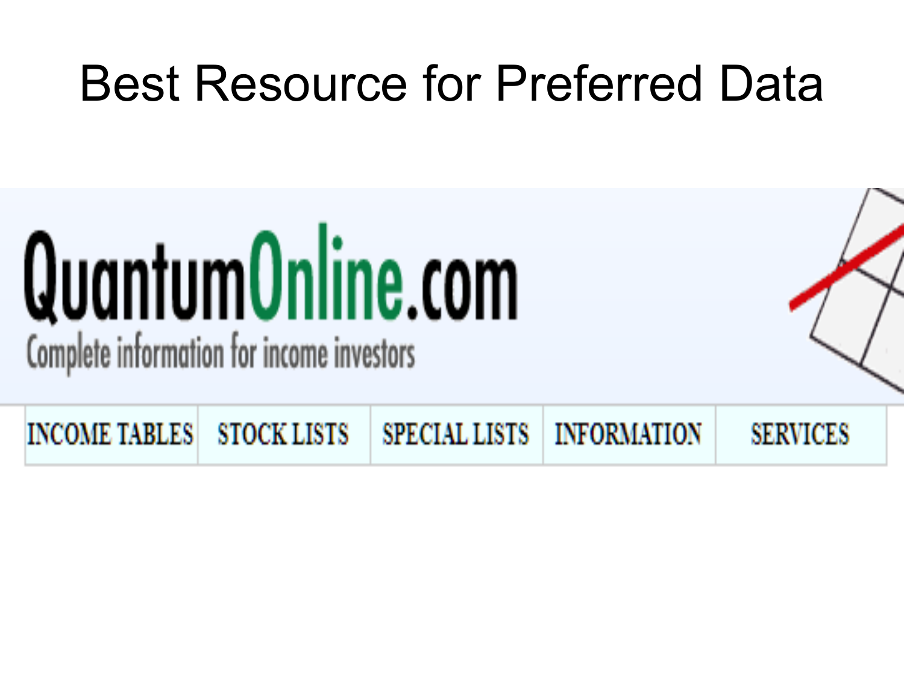# Best Resource for Preferred Data

QuantumOnline.com

Complete information for income investors

| INCOME TABLES | STOCK LISTS | SPECIAL LISTS | INFORMATION | SERVICES |
|---|---|---|---|---|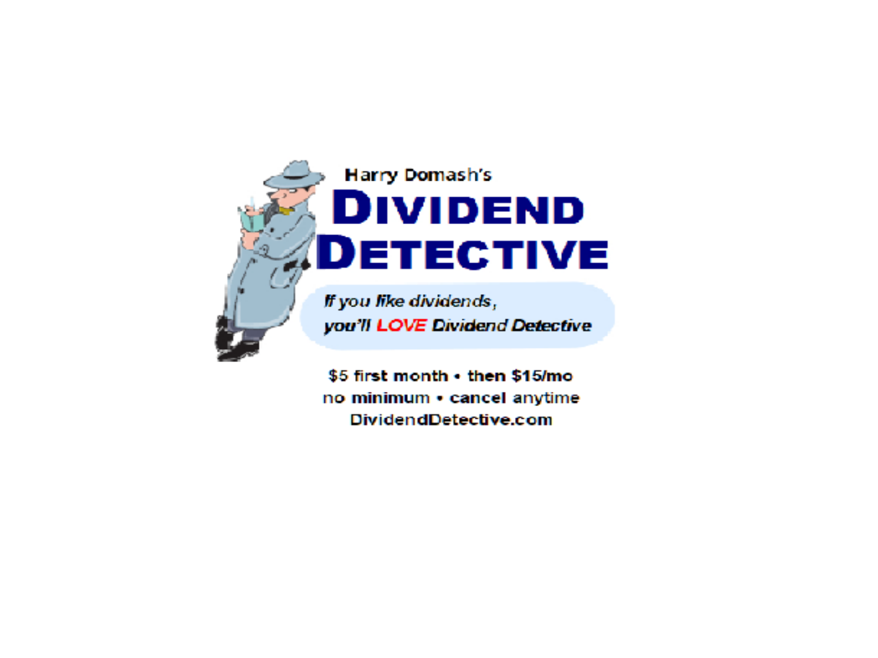Harry Domash's

# DIVIDEND DETECTIVE

*If you like dividends,*
*you'll LOVE Dividend Detective*

**$5 first month • then $15/mo**
**no minimum • cancel** anytime
**DividendDetective.com**